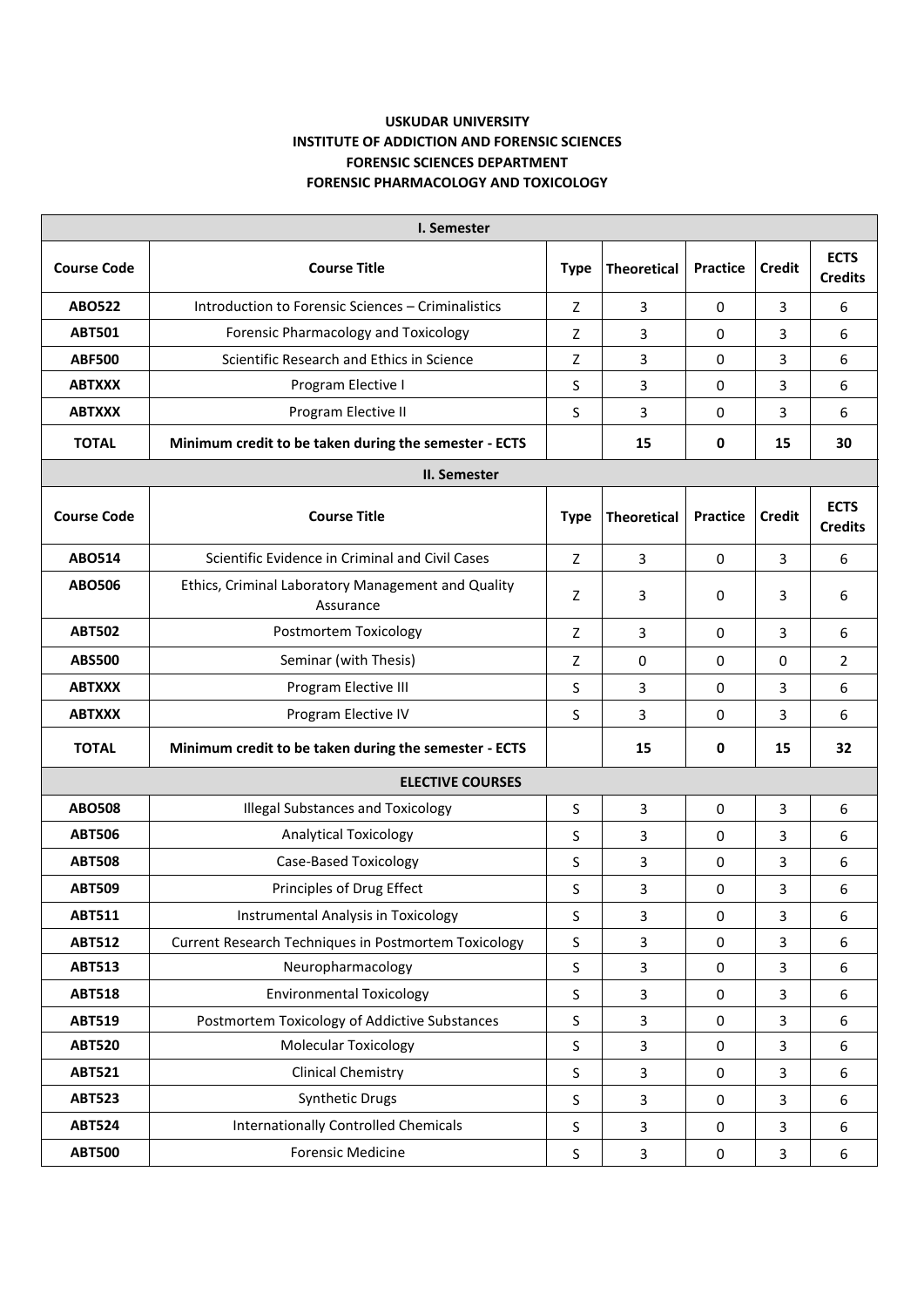**USKUDAR UNIVERSITY**
**INSTITUTE OF ADDICTION AND FORENSIC SCIENCES**
**FORENSIC SCIENCES DEPARTMENT**
**FORENSIC PHARMACOLOGY AND TOXICOLOGY**

| **I. Semester** | | | | | | |
|---|---|---|---|---|---|---|
| **Course Code** | **Course Title** | **Type** | **Theoretical** | **Practice** | **Credit** | **ECTS Credits** |
| **ABO522** | Introduction to Forensic Sciences – Criminalistics | Z | 3 | 0 | 3 | 6 |
| **ABT501** | Forensic Pharmacology and Toxicology | Z | 3 | 0 | 3 | 6 |
| **ABF500** | Scientific Research and Ethics in Science | Z | 3 | 0 | 3 | 6 |
| **ABTXXX** | Program Elective I | S | 3 | 0 | 3 | 6 |
| **ABTXXX** | Program Elective II | S | 3 | 0 | 3 | 6 |
| **TOTAL** | **Minimum credit to be taken during the semester - ECTS** | | **15** | **0** | **15** | **30** |
| **II. Semester** | | | | | | |
| **Course Code** | **Course Title** | **Type** | **Theoretical** | **Practice** | **Credit** | **ECTS Credits** |
| **ABO514** | Scientific Evidence in Criminal and Civil Cases | Z | 3 | 0 | 3 | 6 |
| **ABO506** | Ethics, Criminal Laboratory Management and Quality Assurance | Z | 3 | 0 | 3 | 6 |
| **ABT502** | Postmortem Toxicology | Z | 3 | 0 | 3 | 6 |
| **ABS500** | Seminar (with Thesis) | Z | 0 | 0 | 0 | 2 |
| **ABTXXX** | Program Elective III | S | 3 | 0 | 3 | 6 |
| **ABTXXX** | Program Elective IV | S | 3 | 0 | 3 | 6 |
| **TOTAL** | **Minimum credit to be taken during the semester - ECTS** | | **15** | **0** | **15** | **32** |
| **ELECTIVE COURSES** | | | | | | |
| **ABO508** | Illegal Substances and Toxicology | S | 3 | 0 | 3 | 6 |
| **ABT506** | Analytical Toxicology | S | 3 | 0 | 3 | 6 |
| **ABT508** | Case-Based Toxicology | S | 3 | 0 | 3 | 6 |
| **ABT509** | Principles of Drug Effect | S | 3 | 0 | 3 | 6 |
| **ABT511** | Instrumental Analysis in Toxicology | S | 3 | 0 | 3 | 6 |
| **ABT512** | Current Research Techniques in Postmortem Toxicology | S | 3 | 0 | 3 | 6 |
| **ABT513** | Neuropharmacology | S | 3 | 0 | 3 | 6 |
| **ABT518** | Environmental Toxicology | S | 3 | 0 | 3 | 6 |
| **ABT519** | Postmortem Toxicology of Addictive Substances | S | 3 | 0 | 3 | 6 |
| **ABT520** | Molecular Toxicology | S | 3 | 0 | 3 | 6 |
| **ABT521** | Clinical Chemistry | S | 3 | 0 | 3 | 6 |
| **ABT523** | Synthetic Drugs | S | 3 | 0 | 3 | 6 |
| **ABT524** | Internationally Controlled Chemicals | S | 3 | 0 | 3 | 6 |
| **ABT500** | Forensic Medicine | S | 3 | 0 | 3 | 6 |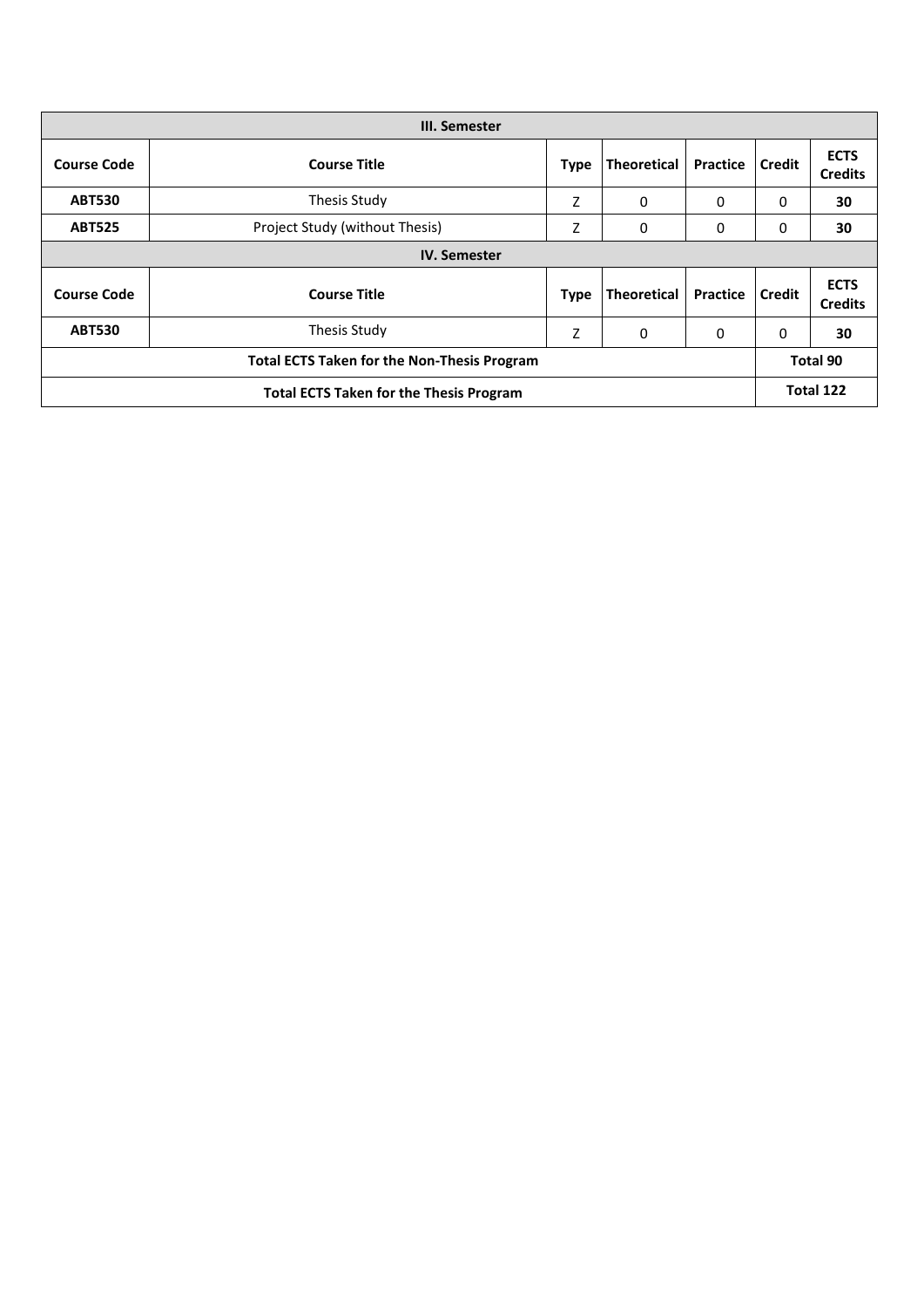| III. Semester | | | | | | |
|---|---|---|---|---|---|---|
| **Course Code** | **Course Title** | **Type** | **Theoretical** | **Practice** | **Credit** | **ECTS Credits** |
| **ABT530** | Thesis Study | Z | 0 | 0 | 0 | **30** |
| **ABT525** | Project Study (without Thesis) | Z | 0 | 0 | 0 | **30** |
| **IV. Semester** | | | | | | |
| **Course Code** | **Course Title** | **Type** | **Theoretical** | **Practice** | **Credit** | **ECTS Credits** |
| **ABT530** | Thesis Study | Z | 0 | 0 | 0 | **30** |
| **Total ECTS Taken for the Non-Thesis Program** | | | | | | **Total 90** |
| **Total ECTS Taken for the Thesis Program** | | | | | | **Total 122** |